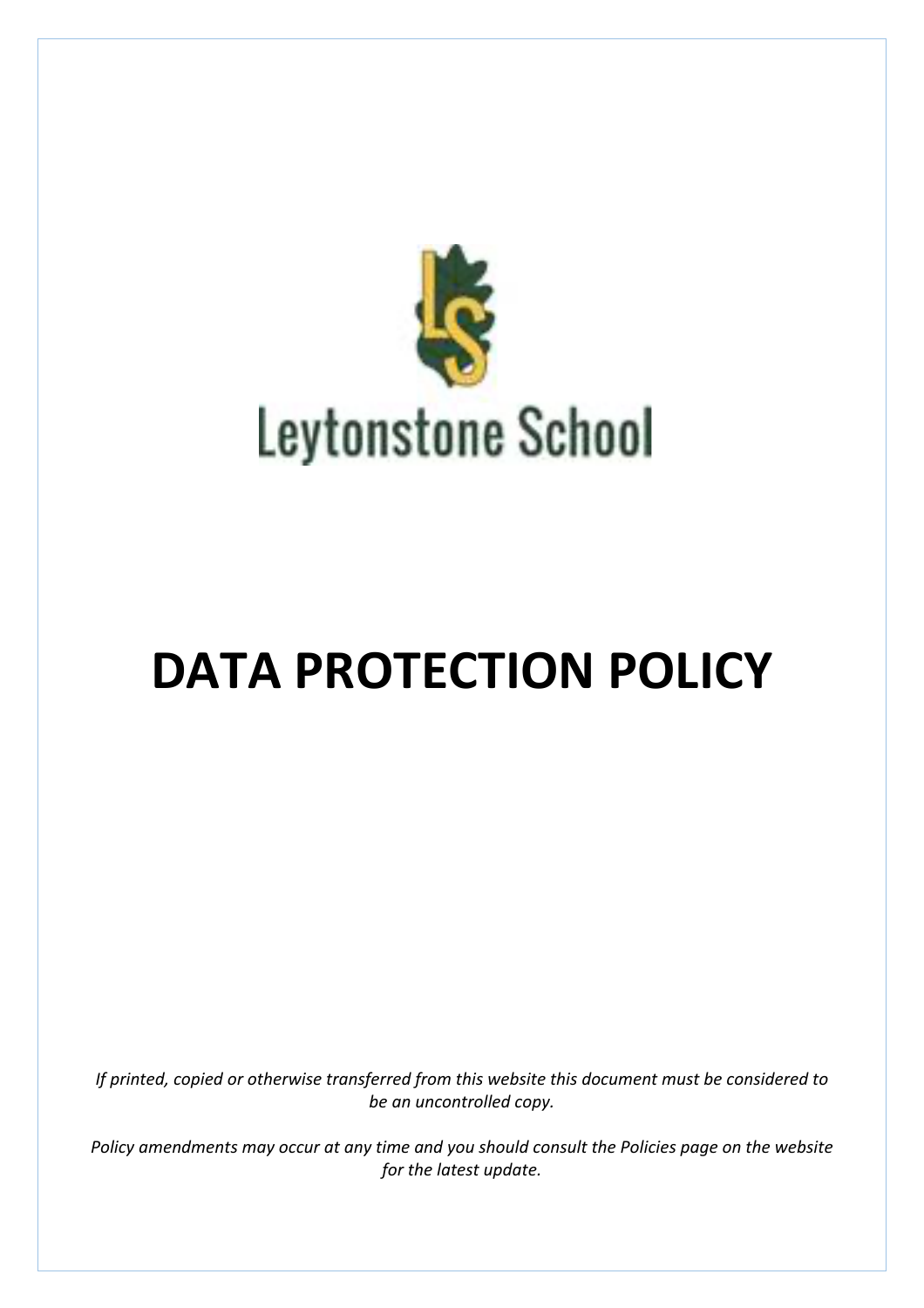Leytonstone School

# DATA PROTECTION POLICY

*If printed, copied or otherwise transferred from this website this document must be considered to be an uncontrolled copy.*

*Policy amendments may occur at any time and you should consult the Policies page on the website for the latest update.*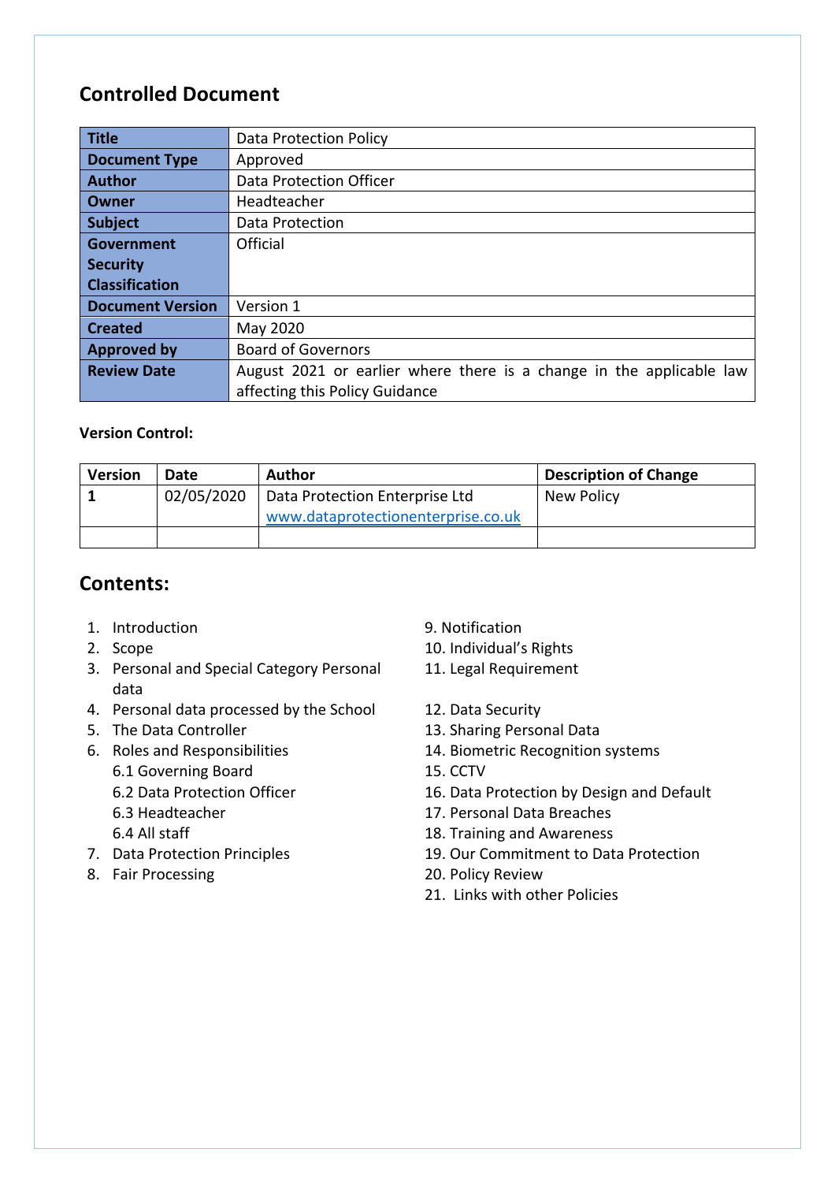## Controlled Document

| Title | Data Protection Policy |
|---|---|
| Document Type | Approved |
| Author | Data Protection Officer |
| Owner | Headteacher |
| Subject | Data Protection |
| Government Security Classification | Official |
| Document Version | Version 1 |
| Created | May 2020 |
| Approved by | Board of Governors |
| Review Date | August 2021 or earlier where there is a change in the applicable law affecting this Policy Guidance |

**Version Control:**

| Version | Date | Author | Description of Change |
|---|---|---|---|
| **1** | 02/05/2020 | Data Protection Enterprise Ltd [www.dataprotectionenterprise.co.uk](www.dataprotectionenterprise.co.uk) | New Policy |
| | | | |

## Contents:

1. Introduction
2. Scope
3. Personal and Special Category Personal data
4. Personal data processed by the School
5. The Data Controller
6. Roles and Responsibilities
   6.1 Governing Board
   6.2 Data Protection Officer
   6.3 Headteacher
   6.4 All staff
7. Data Protection Principles
8. Fair Processing
9. Notification
10. Individual's Rights
11. Legal Requirement
12. Data Security
13. Sharing Personal Data
14. Biometric Recognition systems
15. CCTV
16. Data Protection by Design and Default
17. Personal Data Breaches
18. Training and Awareness
19. Our Commitment to Data Protection
20. Policy Review
21. Links with other Policies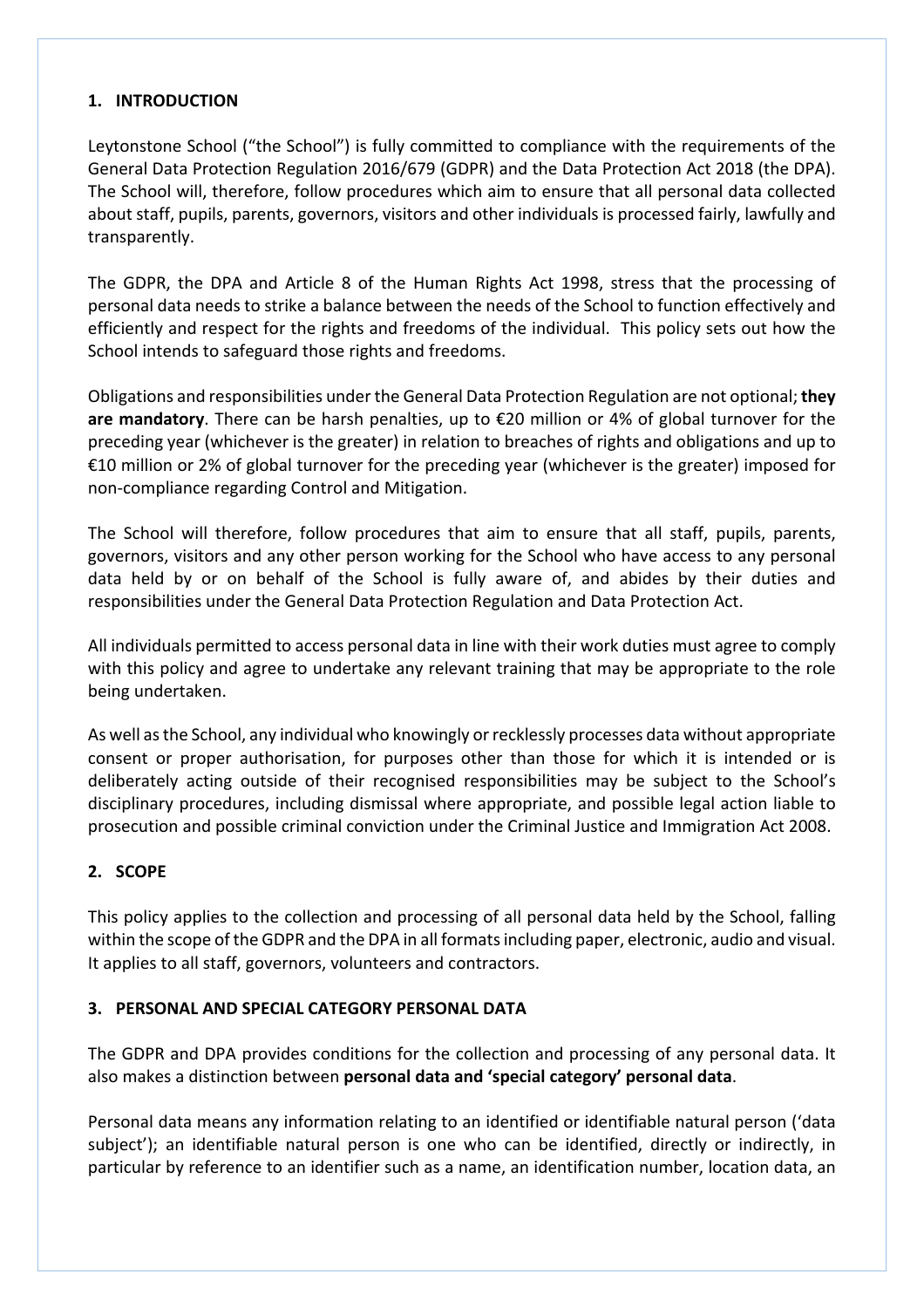## 1. INTRODUCTION

Leytonstone School ("the School") is fully committed to compliance with the requirements of the General Data Protection Regulation 2016/679 (GDPR) and the Data Protection Act 2018 (the DPA). The School will, therefore, follow procedures which aim to ensure that all personal data collected about staff, pupils, parents, governors, visitors and other individuals is processed fairly, lawfully and transparently.

The GDPR, the DPA and Article 8 of the Human Rights Act 1998, stress that the processing of personal data needs to strike a balance between the needs of the School to function effectively and efficiently and respect for the rights and freedoms of the individual. This policy sets out how the School intends to safeguard those rights and freedoms.

Obligations and responsibilities under the General Data Protection Regulation are not optional; **they are mandatory**. There can be harsh penalties, up to €20 million or 4% of global turnover for the preceding year (whichever is the greater) in relation to breaches of rights and obligations and up to €10 million or 2% of global turnover for the preceding year (whichever is the greater) imposed for non-compliance regarding Control and Mitigation.

The School will therefore, follow procedures that aim to ensure that all staff, pupils, parents, governors, visitors and any other person working for the School who have access to any personal data held by or on behalf of the School is fully aware of, and abides by their duties and responsibilities under the General Data Protection Regulation and Data Protection Act.

All individuals permitted to access personal data in line with their work duties must agree to comply with this policy and agree to undertake any relevant training that may be appropriate to the role being undertaken.

As well as the School, any individual who knowingly or recklessly processes data without appropriate consent or proper authorisation, for purposes other than those for which it is intended or is deliberately acting outside of their recognised responsibilities may be subject to the School's disciplinary procedures, including dismissal where appropriate, and possible legal action liable to prosecution and possible criminal conviction under the Criminal Justice and Immigration Act 2008.

## 2. SCOPE

This policy applies to the collection and processing of all personal data held by the School, falling within the scope of the GDPR and the DPA in all formats including paper, electronic, audio and visual. It applies to all staff, governors, volunteers and contractors.

## 3. PERSONAL AND SPECIAL CATEGORY PERSONAL DATA

The GDPR and DPA provides conditions for the collection and processing of any personal data. It also makes a distinction between **personal data and 'special category' personal data**.

Personal data means any information relating to an identified or identifiable natural person ('data subject'); an identifiable natural person is one who can be identified, directly or indirectly, in particular by reference to an identifier such as a name, an identification number, location data, an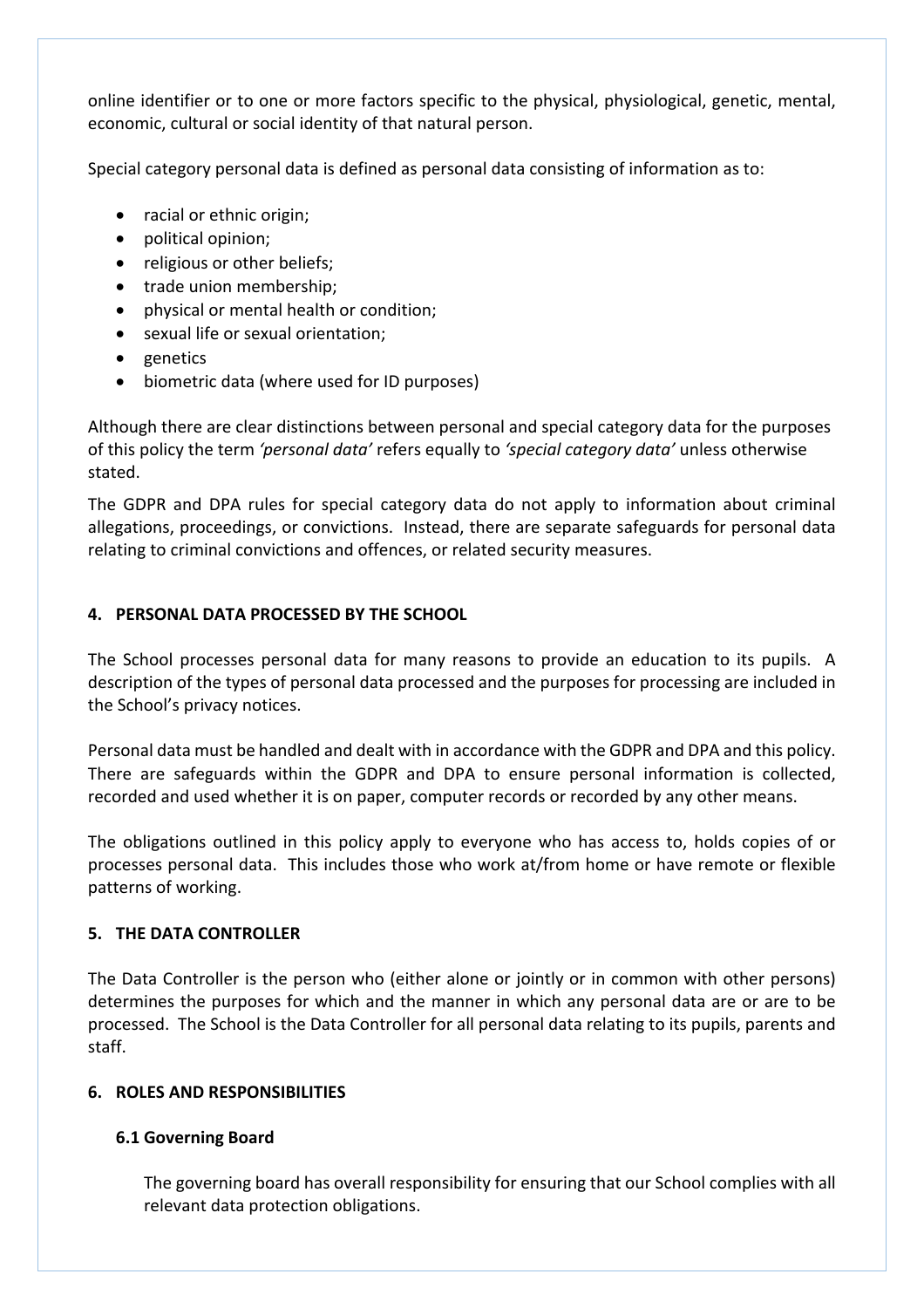online identifier or to one or more factors specific to the physical, physiological, genetic, mental, economic, cultural or social identity of that natural person.

Special category personal data is defined as personal data consisting of information as to:

- racial or ethnic origin;
- political opinion;
- religious or other beliefs;
- trade union membership;
- physical or mental health or condition;
- sexual life or sexual orientation;
- genetics
- biometric data (where used for ID purposes)

Although there are clear distinctions between personal and special category data for the purposes of this policy the term *'personal data'* refers equally to *'special category data'* unless otherwise stated.

The GDPR and DPA rules for special category data do not apply to information about criminal allegations, proceedings, or convictions. Instead, there are separate safeguards for personal data relating to criminal convictions and offences, or related security measures.

## 4. PERSONAL DATA PROCESSED BY THE SCHOOL

The School processes personal data for many reasons to provide an education to its pupils. A description of the types of personal data processed and the purposes for processing are included in the School's privacy notices.

Personal data must be handled and dealt with in accordance with the GDPR and DPA and this policy. There are safeguards within the GDPR and DPA to ensure personal information is collected, recorded and used whether it is on paper, computer records or recorded by any other means.

The obligations outlined in this policy apply to everyone who has access to, holds copies of or processes personal data. This includes those who work at/from home or have remote or flexible patterns of working.

## 5. THE DATA CONTROLLER

The Data Controller is the person who (either alone or jointly or in common with other persons) determines the purposes for which and the manner in which any personal data are or are to be processed. The School is the Data Controller for all personal data relating to its pupils, parents and staff.

## 6. ROLES AND RESPONSIBILITIES

### 6.1 Governing Board

The governing board has overall responsibility for ensuring that our School complies with all relevant data protection obligations.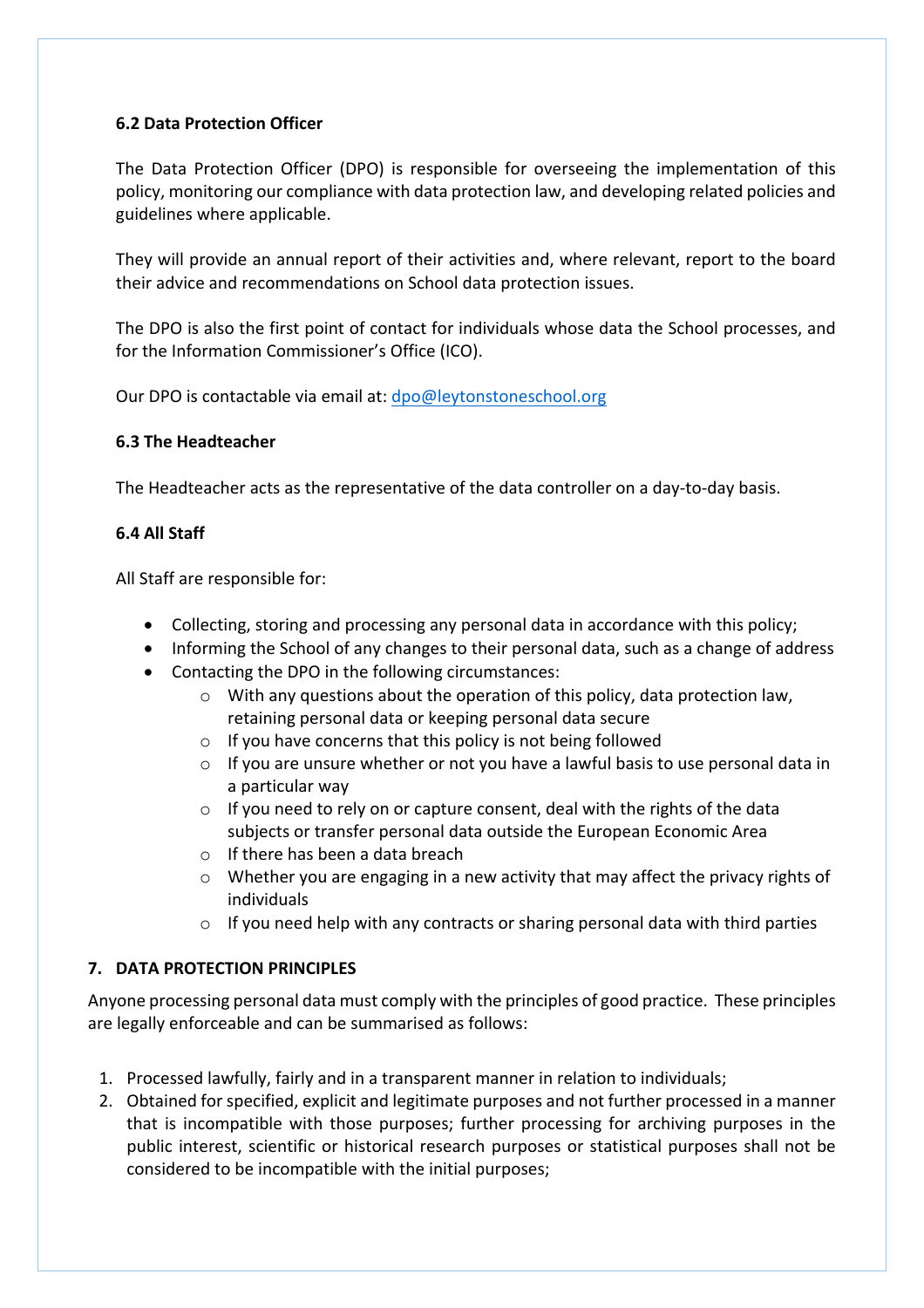### 6.2 Data Protection Officer

The Data Protection Officer (DPO) is responsible for overseeing the implementation of this policy, monitoring our compliance with data protection law, and developing related policies and guidelines where applicable.

They will provide an annual report of their activities and, where relevant, report to the board their advice and recommendations on School data protection issues.

The DPO is also the first point of contact for individuals whose data the School processes, and for the Information Commissioner's Office (ICO).

Our DPO is contactable via email at: [dpo@leytonstoneschool.org](mailto:dpo@leytonstoneschool.org)

### 6.3 The Headteacher

The Headteacher acts as the representative of the data controller on a day-to-day basis.

### 6.4 All Staff

All Staff are responsible for:

- Collecting, storing and processing any personal data in accordance with this policy;
- Informing the School of any changes to their personal data, such as a change of address
- Contacting the DPO in the following circumstances:
  - With any questions about the operation of this policy, data protection law, retaining personal data or keeping personal data secure
  - If you have concerns that this policy is not being followed
  - If you are unsure whether or not you have a lawful basis to use personal data in a particular way
  - If you need to rely on or capture consent, deal with the rights of the data subjects or transfer personal data outside the European Economic Area
  - If there has been a data breach
  - Whether you are engaging in a new activity that may affect the privacy rights of individuals
  - If you need help with any contracts or sharing personal data with third parties

## 7. DATA PROTECTION PRINCIPLES

Anyone processing personal data must comply with the principles of good practice. These principles are legally enforceable and can be summarised as follows:

1. Processed lawfully, fairly and in a transparent manner in relation to individuals;
2. Obtained for specified, explicit and legitimate purposes and not further processed in a manner that is incompatible with those purposes; further processing for archiving purposes in the public interest, scientific or historical research purposes or statistical purposes shall not be considered to be incompatible with the initial purposes;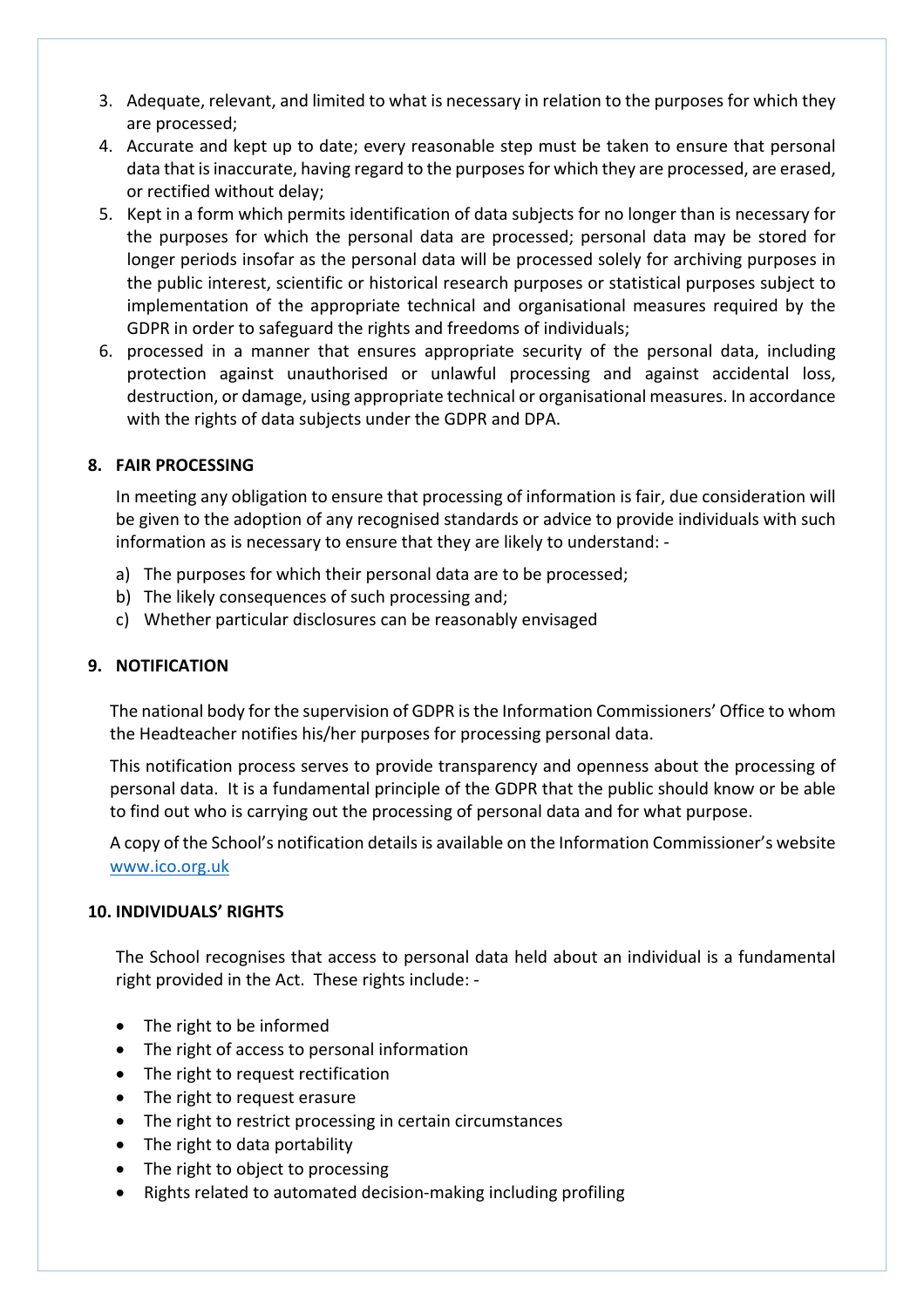3. Adequate, relevant, and limited to what is necessary in relation to the purposes for which they are processed;
4. Accurate and kept up to date; every reasonable step must be taken to ensure that personal data that is inaccurate, having regard to the purposes for which they are processed, are erased, or rectified without delay;
5. Kept in a form which permits identification of data subjects for no longer than is necessary for the purposes for which the personal data are processed; personal data may be stored for longer periods insofar as the personal data will be processed solely for archiving purposes in the public interest, scientific or historical research purposes or statistical purposes subject to implementation of the appropriate technical and organisational measures required by the GDPR in order to safeguard the rights and freedoms of individuals;
6. processed in a manner that ensures appropriate security of the personal data, including protection against unauthorised or unlawful processing and against accidental loss, destruction, or damage, using appropriate technical or organisational measures. In accordance with the rights of data subjects under the GDPR and DPA.

## 8. FAIR PROCESSING

In meeting any obligation to ensure that processing of information is fair, due consideration will be given to the adoption of any recognised standards or advice to provide individuals with such information as is necessary to ensure that they are likely to understand: -

a) The purposes for which their personal data are to be processed;
b) The likely consequences of such processing and;
c) Whether particular disclosures can be reasonably envisaged

## 9. NOTIFICATION

The national body for the supervision of GDPR is the Information Commissioners' Office to whom the Headteacher notifies his/her purposes for processing personal data.

This notification process serves to provide transparency and openness about the processing of personal data. It is a fundamental principle of the GDPR that the public should know or be able to find out who is carrying out the processing of personal data and for what purpose.

A copy of the School's notification details is available on the Information Commissioner's website [www.ico.org.uk](http://www.ico.org.uk)

## 10. INDIVIDUALS' RIGHTS

The School recognises that access to personal data held about an individual is a fundamental right provided in the Act. These rights include: -

- The right to be informed
- The right of access to personal information
- The right to request rectification
- The right to request erasure
- The right to restrict processing in certain circumstances
- The right to data portability
- The right to object to processing
- Rights related to automated decision-making including profiling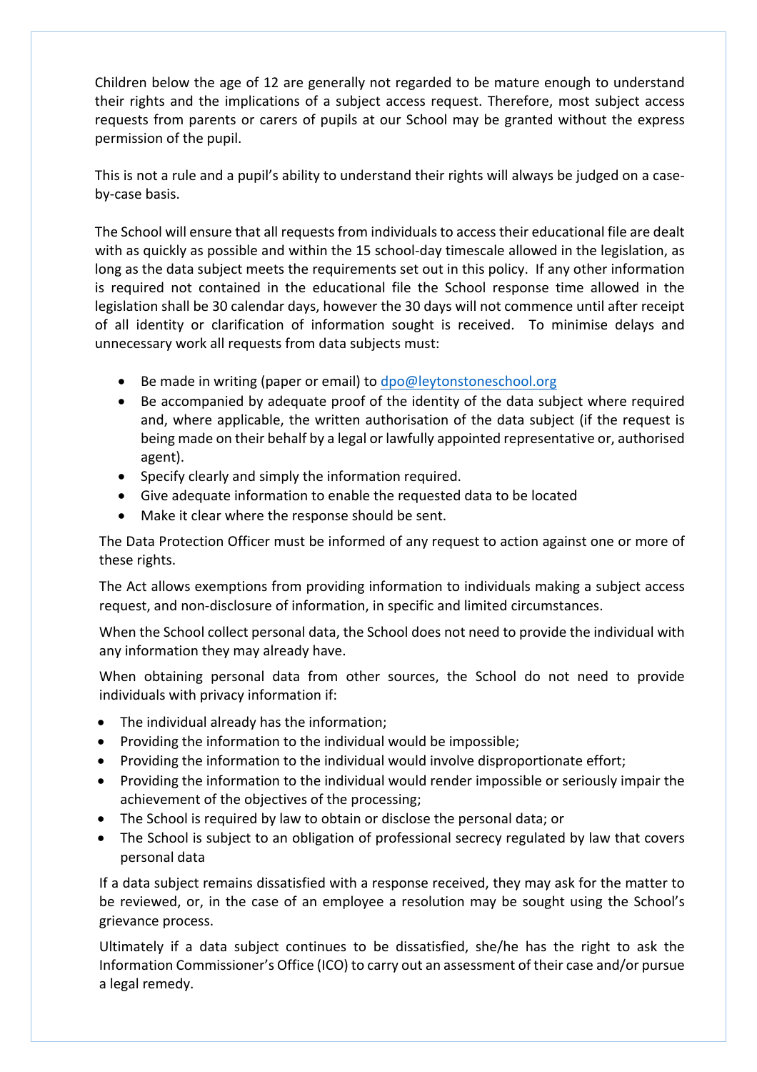Children below the age of 12 are generally not regarded to be mature enough to understand their rights and the implications of a subject access request. Therefore, most subject access requests from parents or carers of pupils at our School may be granted without the express permission of the pupil.

This is not a rule and a pupil's ability to understand their rights will always be judged on a case-by-case basis.

The School will ensure that all requests from individuals to access their educational file are dealt with as quickly as possible and within the 15 school-day timescale allowed in the legislation, as long as the data subject meets the requirements set out in this policy. If any other information is required not contained in the educational file the School response time allowed in the legislation shall be 30 calendar days, however the 30 days will not commence until after receipt of all identity or clarification of information sought is received. To minimise delays and unnecessary work all requests from data subjects must:

- Be made in writing (paper or email) to [dpo@leytonstoneschool.org](mailto:dpo@leytonstoneschool.org)
- Be accompanied by adequate proof of the identity of the data subject where required and, where applicable, the written authorisation of the data subject (if the request is being made on their behalf by a legal or lawfully appointed representative or, authorised agent).
- Specify clearly and simply the information required.
- Give adequate information to enable the requested data to be located
- Make it clear where the response should be sent.

The Data Protection Officer must be informed of any request to action against one or more of these rights.

The Act allows exemptions from providing information to individuals making a subject access request, and non-disclosure of information, in specific and limited circumstances.

When the School collect personal data, the School does not need to provide the individual with any information they may already have.

When obtaining personal data from other sources, the School do not need to provide individuals with privacy information if:

- The individual already has the information;
- Providing the information to the individual would be impossible;
- Providing the information to the individual would involve disproportionate effort;
- Providing the information to the individual would render impossible or seriously impair the achievement of the objectives of the processing;
- The School is required by law to obtain or disclose the personal data; or
- The School is subject to an obligation of professional secrecy regulated by law that covers personal data

If a data subject remains dissatisfied with a response received, they may ask for the matter to be reviewed, or, in the case of an employee a resolution may be sought using the School's grievance process.

Ultimately if a data subject continues to be dissatisfied, she/he has the right to ask the Information Commissioner's Office (ICO) to carry out an assessment of their case and/or pursue a legal remedy.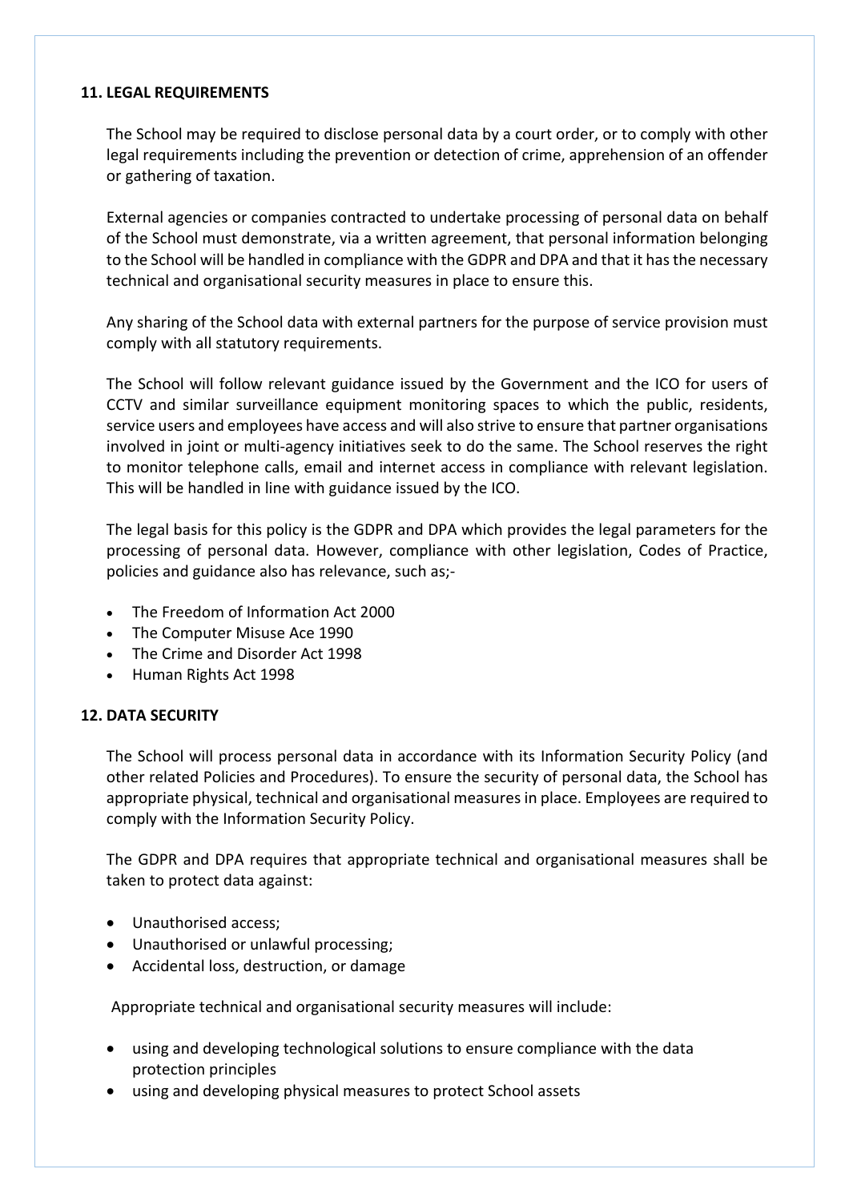## 11. LEGAL REQUIREMENTS

The School may be required to disclose personal data by a court order, or to comply with other legal requirements including the prevention or detection of crime, apprehension of an offender or gathering of taxation.

External agencies or companies contracted to undertake processing of personal data on behalf of the School must demonstrate, via a written agreement, that personal information belonging to the School will be handled in compliance with the GDPR and DPA and that it has the necessary technical and organisational security measures in place to ensure this.

Any sharing of the School data with external partners for the purpose of service provision must comply with all statutory requirements.

The School will follow relevant guidance issued by the Government and the ICO for users of CCTV and similar surveillance equipment monitoring spaces to which the public, residents, service users and employees have access and will also strive to ensure that partner organisations involved in joint or multi-agency initiatives seek to do the same. The School reserves the right to monitor telephone calls, email and internet access in compliance with relevant legislation. This will be handled in line with guidance issued by the ICO.

The legal basis for this policy is the GDPR and DPA which provides the legal parameters for the processing of personal data. However, compliance with other legislation, Codes of Practice, policies and guidance also has relevance, such as;-

- The Freedom of Information Act 2000
- The Computer Misuse Ace 1990
- The Crime and Disorder Act 1998
- Human Rights Act 1998

## 12. DATA SECURITY

The School will process personal data in accordance with its Information Security Policy (and other related Policies and Procedures). To ensure the security of personal data, the School has appropriate physical, technical and organisational measures in place. Employees are required to comply with the Information Security Policy.

The GDPR and DPA requires that appropriate technical and organisational measures shall be taken to protect data against:

- Unauthorised access;
- Unauthorised or unlawful processing;
- Accidental loss, destruction, or damage

Appropriate technical and organisational security measures will include:

- using and developing technological solutions to ensure compliance with the data protection principles
- using and developing physical measures to protect School assets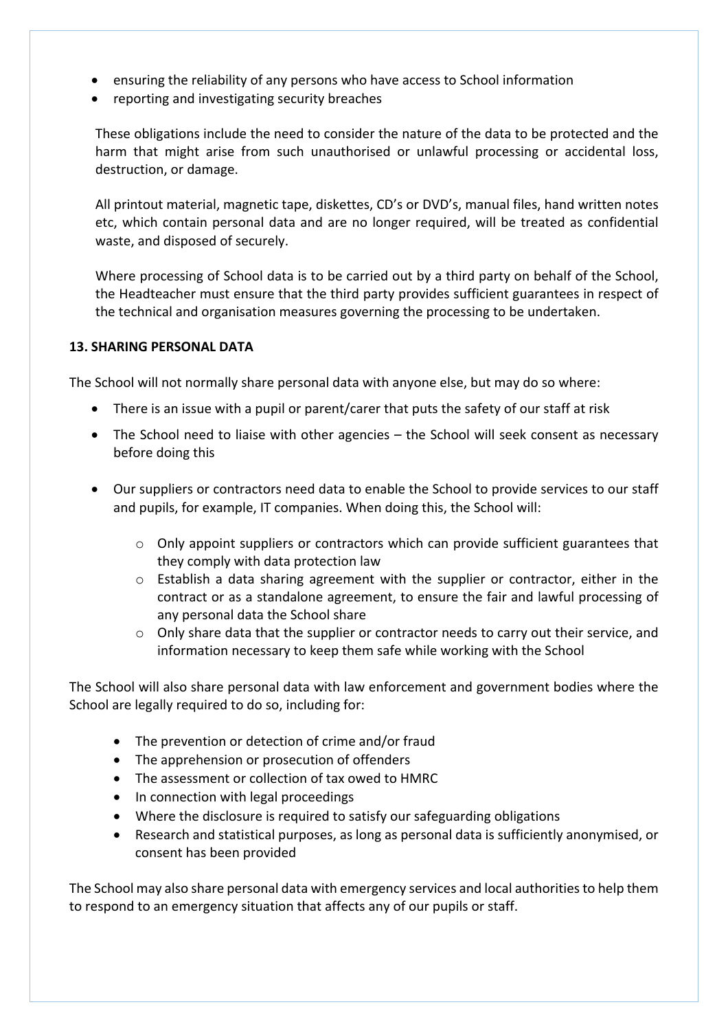- ensuring the reliability of any persons who have access to School information
- reporting and investigating security breaches

These obligations include the need to consider the nature of the data to be protected and the harm that might arise from such unauthorised or unlawful processing or accidental loss, destruction, or damage.

All printout material, magnetic tape, diskettes, CD's or DVD's, manual files, hand written notes etc, which contain personal data and are no longer required, will be treated as confidential waste, and disposed of securely.

Where processing of School data is to be carried out by a third party on behalf of the School, the Headteacher must ensure that the third party provides sufficient guarantees in respect of the technical and organisation measures governing the processing to be undertaken.

**13. SHARING PERSONAL DATA**

The School will not normally share personal data with anyone else, but may do so where:

- There is an issue with a pupil or parent/carer that puts the safety of our staff at risk
- The School need to liaise with other agencies – the School will seek consent as necessary before doing this
- Our suppliers or contractors need data to enable the School to provide services to our staff and pupils, for example, IT companies. When doing this, the School will:
  - Only appoint suppliers or contractors which can provide sufficient guarantees that they comply with data protection law
  - Establish a data sharing agreement with the supplier or contractor, either in the contract or as a standalone agreement, to ensure the fair and lawful processing of any personal data the School share
  - Only share data that the supplier or contractor needs to carry out their service, and information necessary to keep them safe while working with the School

The School will also share personal data with law enforcement and government bodies where the School are legally required to do so, including for:

- The prevention or detection of crime and/or fraud
- The apprehension or prosecution of offenders
- The assessment or collection of tax owed to HMRC
- In connection with legal proceedings
- Where the disclosure is required to satisfy our safeguarding obligations
- Research and statistical purposes, as long as personal data is sufficiently anonymised, or consent has been provided

The School may also share personal data with emergency services and local authorities to help them to respond to an emergency situation that affects any of our pupils or staff.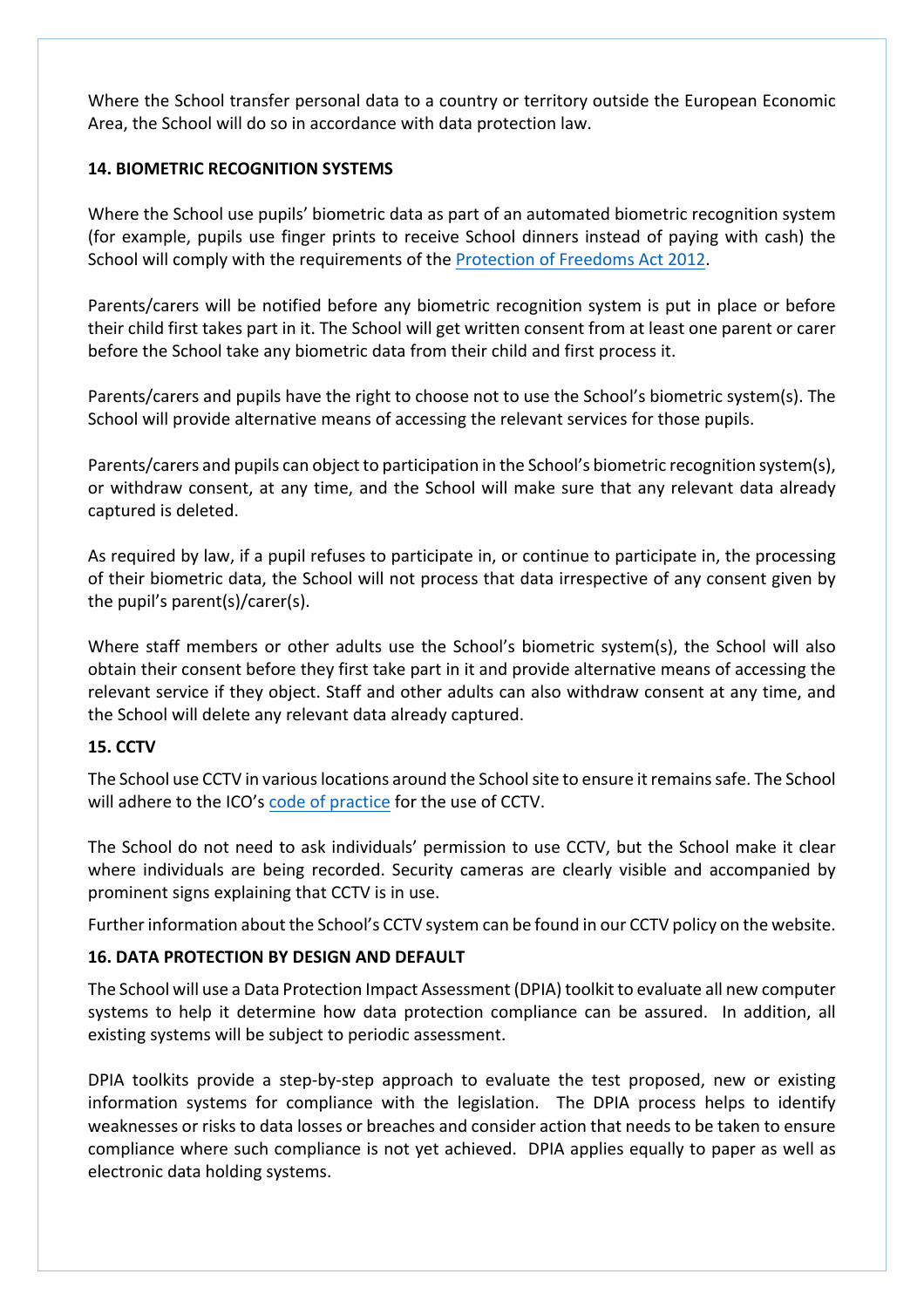Where the School transfer personal data to a country or territory outside the European Economic Area, the School will do so in accordance with data protection law.

## 14. BIOMETRIC RECOGNITION SYSTEMS

Where the School use pupils' biometric data as part of an automated biometric recognition system (for example, pupils use finger prints to receive School dinners instead of paying with cash) the School will comply with the requirements of the Protection of Freedoms Act 2012.

Parents/carers will be notified before any biometric recognition system is put in place or before their child first takes part in it. The School will get written consent from at least one parent or carer before the School take any biometric data from their child and first process it.

Parents/carers and pupils have the right to choose not to use the School's biometric system(s). The School will provide alternative means of accessing the relevant services for those pupils.

Parents/carers and pupils can object to participation in the School's biometric recognition system(s), or withdraw consent, at any time, and the School will make sure that any relevant data already captured is deleted.

As required by law, if a pupil refuses to participate in, or continue to participate in, the processing of their biometric data, the School will not process that data irrespective of any consent given by the pupil's parent(s)/carer(s).

Where staff members or other adults use the School's biometric system(s), the School will also obtain their consent before they first take part in it and provide alternative means of accessing the relevant service if they object. Staff and other adults can also withdraw consent at any time, and the School will delete any relevant data already captured.

## 15. CCTV

The School use CCTV in various locations around the School site to ensure it remains safe. The School will adhere to the ICO's code of practice for the use of CCTV.

The School do not need to ask individuals' permission to use CCTV, but the School make it clear where individuals are being recorded. Security cameras are clearly visible and accompanied by prominent signs explaining that CCTV is in use.

Further information about the School's CCTV system can be found in our CCTV policy on the website.

## 16. DATA PROTECTION BY DESIGN AND DEFAULT

The School will use a Data Protection Impact Assessment (DPIA) toolkit to evaluate all new computer systems to help it determine how data protection compliance can be assured. In addition, all existing systems will be subject to periodic assessment.

DPIA toolkits provide a step-by-step approach to evaluate the test proposed, new or existing information systems for compliance with the legislation. The DPIA process helps to identify weaknesses or risks to data losses or breaches and consider action that needs to be taken to ensure compliance where such compliance is not yet achieved. DPIA applies equally to paper as well as electronic data holding systems.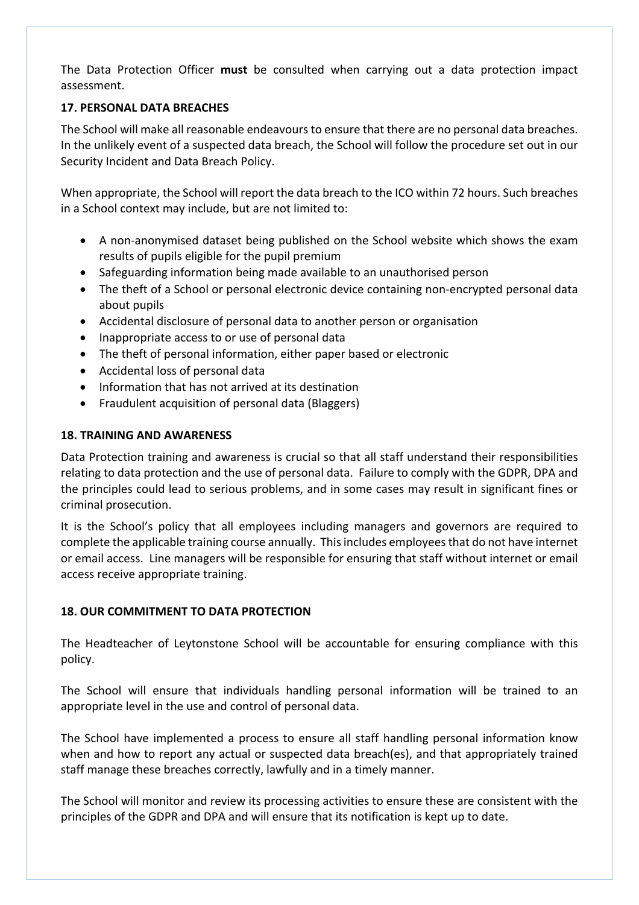The Data Protection Officer **must** be consulted when carrying out a data protection impact assessment.

### 17. PERSONAL DATA BREACHES

The School will make all reasonable endeavours to ensure that there are no personal data breaches. In the unlikely event of a suspected data breach, the School will follow the procedure set out in our Security Incident and Data Breach Policy.

When appropriate, the School will report the data breach to the ICO within 72 hours. Such breaches in a School context may include, but are not limited to:

- A non-anonymised dataset being published on the School website which shows the exam results of pupils eligible for the pupil premium
- Safeguarding information being made available to an unauthorised person
- The theft of a School or personal electronic device containing non-encrypted personal data about pupils
- Accidental disclosure of personal data to another person or organisation
- Inappropriate access to or use of personal data
- The theft of personal information, either paper based or electronic
- Accidental loss of personal data
- Information that has not arrived at its destination
- Fraudulent acquisition of personal data (Blaggers)

### 18. TRAINING AND AWARENESS

Data Protection training and awareness is crucial so that all staff understand their responsibilities relating to data protection and the use of personal data. Failure to comply with the GDPR, DPA and the principles could lead to serious problems, and in some cases may result in significant fines or criminal prosecution.

It is the School's policy that all employees including managers and governors are required to complete the applicable training course annually. This includes employees that do not have internet or email access. Line managers will be responsible for ensuring that staff without internet or email access receive appropriate training.

### 18. OUR COMMITMENT TO DATA PROTECTION

The Headteacher of Leytonstone School will be accountable for ensuring compliance with this policy.

The School will ensure that individuals handling personal information will be trained to an appropriate level in the use and control of personal data.

The School have implemented a process to ensure all staff handling personal information know when and how to report any actual or suspected data breach(es), and that appropriately trained staff manage these breaches correctly, lawfully and in a timely manner.

The School will monitor and review its processing activities to ensure these are consistent with the principles of the GDPR and DPA and will ensure that its notification is kept up to date.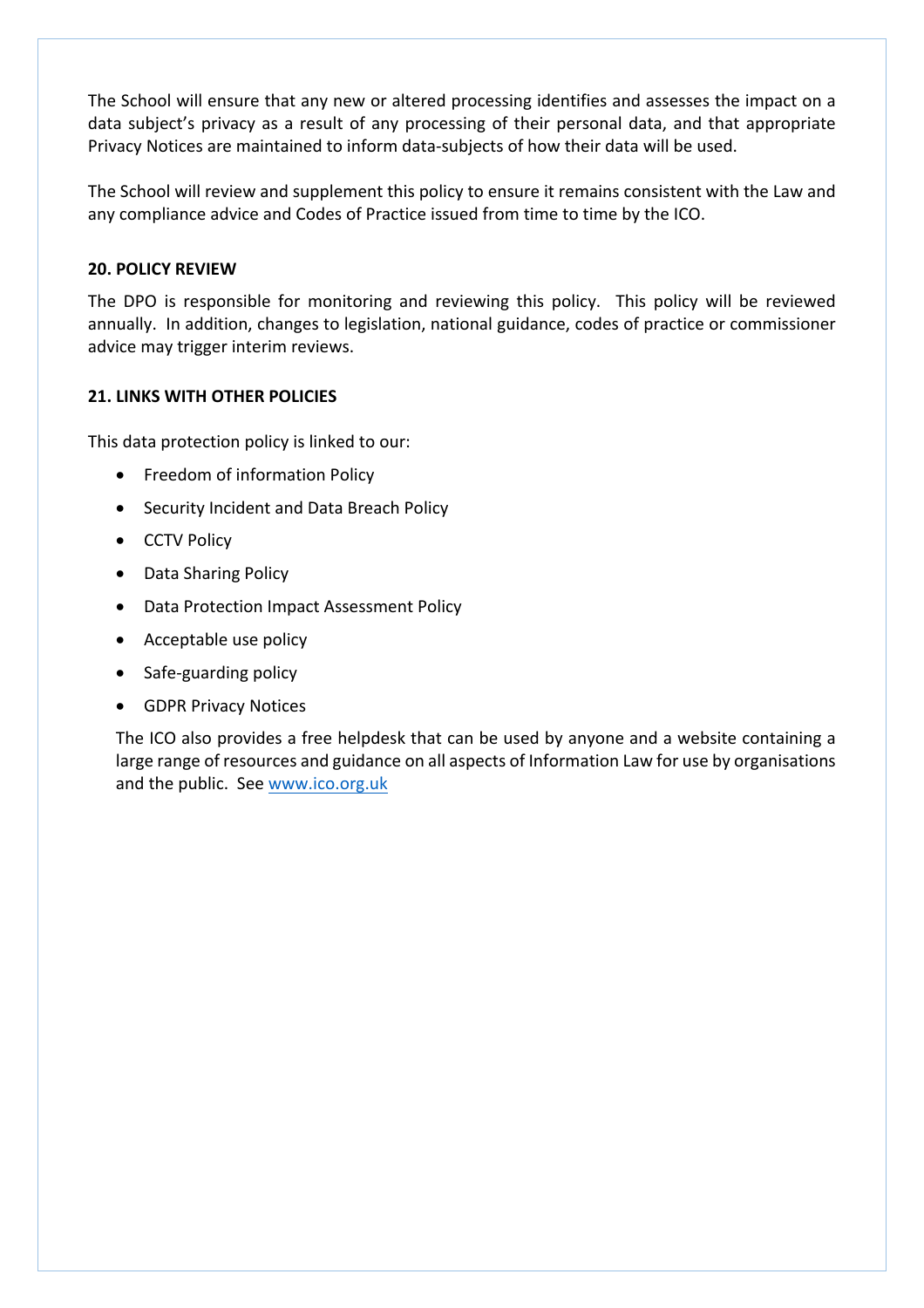The School will ensure that any new or altered processing identifies and assesses the impact on a data subject's privacy as a result of any processing of their personal data, and that appropriate Privacy Notices are maintained to inform data-subjects of how their data will be used.

The School will review and supplement this policy to ensure it remains consistent with the Law and any compliance advice and Codes of Practice issued from time to time by the ICO.

**20. POLICY REVIEW**

The DPO is responsible for monitoring and reviewing this policy. This policy will be reviewed annually. In addition, changes to legislation, national guidance, codes of practice or commissioner advice may trigger interim reviews.

**21. LINKS WITH OTHER POLICIES**

This data protection policy is linked to our:

- Freedom of information Policy
- Security Incident and Data Breach Policy
- CCTV Policy
- Data Sharing Policy
- Data Protection Impact Assessment Policy
- Acceptable use policy
- Safe-guarding policy
- GDPR Privacy Notices

The ICO also provides a free helpdesk that can be used by anyone and a website containing a large range of resources and guidance on all aspects of Information Law for use by organisations and the public. See [www.ico.org.uk](http://www.ico.org.uk)